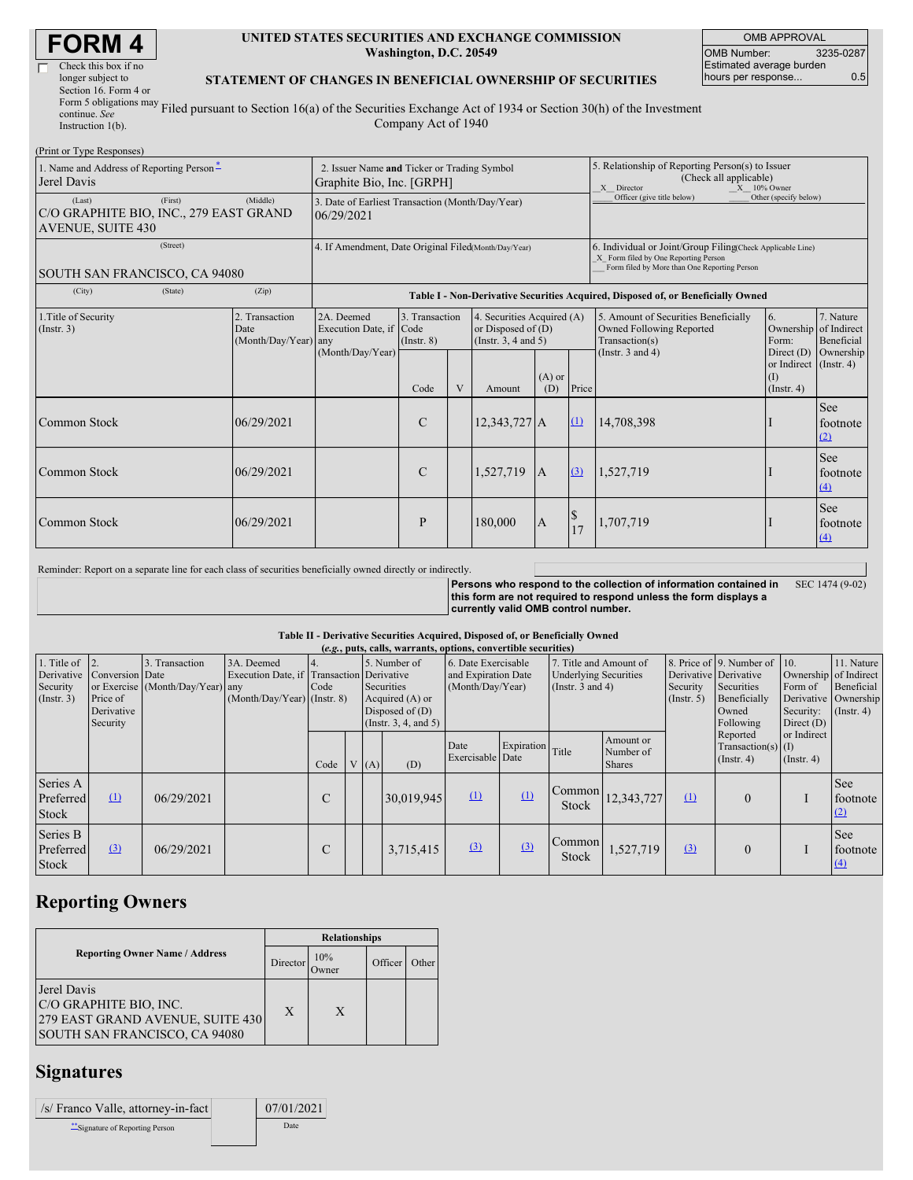# FORM 4

☐ Check this box if no longer subject to Section 16. Form 4 or Form 5 obligations may continue. *See* Instruction 1(b).

**UNITED STATES SECURITIES AND EXCHANGE COMMISSION**
**Washington, D.C. 20549**

**STATEMENT OF CHANGES IN BENEFICIAL OWNERSHIP OF SECURITIES**

Filed pursuant to Section 16(a) of the Securities Exchange Act of 1934 or Section 30(h) of the Investment Company Act of 1940

| OMB APPROVAL | |
|---|---|
| OMB Number: | 3235-0287 |
| Estimated average burden hours per response... | 0.5 |

(Print or Type Responses)

| | | |
|---|---|---|
| 1. Name and Address of Reporting Person * <br> Jerel Davis | 2. Issuer Name **and** Ticker or Trading Symbol <br> Graphite Bio, Inc. [GRPH] | 5. Relationship of Reporting Person(s) to Issuer (Check all applicable) <br> _X_ Director _X_ 10% Owner <br> ___ Officer (give title below) ___ Other (specify below) |
| (Last) (First) (Middle) <br> C/O GRAPHITE BIO, INC., 279 EAST GRAND AVENUE, SUITE 430 | 3. Date of Earliest Transaction (Month/Day/Year) <br> 06/29/2021 | |
| (Street) <br> SOUTH SAN FRANCISCO, CA 94080 | 4. If Amendment, Date Original Filed (Month/Day/Year) | 6. Individual or Joint/Group Filing (Check Applicable Line) <br> _X_ Form filed by One Reporting Person <br> ___ Form filed by More than One Reporting Person |
| (City) (State) (Zip) | | |

**Table I - Non-Derivative Securities Acquired, Disposed of, or Beneficially Owned**

| 1.Title of Security (Instr. 3) | 2. Transaction Date (Month/Day/Year) | 2A. Deemed Execution Date, if any (Month/Day/Year) | 3. Transaction Code (Instr. 8) | | 4. Securities Acquired (A) or Disposed of (D) (Instr. 3, 4 and 5) | | | 5. Amount of Securities Beneficially Owned Following Reported Transaction(s) (Instr. 3 and 4) | 6. Ownership Form: Direct (D) or Indirect (I) (Instr. 4) | 7. Nature of Indirect Beneficial Ownership (Instr. 4) |
|---|---|---|---|---|---|---|---|---|---|---|
| | | | Code | V | Amount | (A) or (D) | Price | | | |
| Common Stock | 06/29/2021 | | C | | 12,343,727 | A | (1) | 14,708,398 | I | See footnote (2) |
| Common Stock | 06/29/2021 | | C | | 1,527,719 | A | (3) | 1,527,719 | I | See footnote (4) |
| Common Stock | 06/29/2021 | | P | | 180,000 | A | $ 17 | 1,707,719 | I | See footnote (4) |

Reminder: Report on a separate line for each class of securities beneficially owned directly or indirectly.

**Persons who respond to the collection of information contained in this form are not required to respond unless the form displays a currently valid OMB control number.** SEC 1474 (9-02)

**Table II - Derivative Securities Acquired, Disposed of, or Beneficially Owned**
**(*e.g.*, puts, calls, warrants, options, convertible securities)**

| 1. Title of Derivative Security (Instr. 3) | 2. Conversion or Exercise Price of Derivative Security | 3. Transaction Date (Month/Day/Year) | 3A. Deemed Execution Date, if any (Month/Day/Year) | 4. Transaction Code (Instr. 8) | | 5. Number of Derivative Securities Acquired (A) or Disposed of (D) (Instr. 3, 4, and 5) | | 6. Date Exercisable and Expiration Date (Month/Day/Year) | | 7. Title and Amount of Underlying Securities (Instr. 3 and 4) | | 8. Price of Derivative Security (Instr. 5) | 9. Number of Derivative Securities Beneficially Owned Following Reported Transaction(s) (Instr. 4) | 10. Ownership Form of Derivative Security: Direct (D) or Indirect (I) (Instr. 4) | 11. Nature of Indirect Beneficial Ownership (Instr. 4) |
|---|---|---|---|---|---|---|---|---|---|---|---|---|---|---|---|
| | | | | Code | V | (A) | (D) | Date Exercisable | Expiration Date | Title | Amount or Number of Shares | | | | |
| Series A Preferred Stock | (1) | 06/29/2021 | | C | | | 30,019,945 | (1) | (1) | Common Stock | 12,343,727 | (1) | 0 | I | See footnote (2) |
| Series B Preferred Stock | (3) | 06/29/2021 | | C | | | 3,715,415 | (3) | (3) | Common Stock | 1,527,719 | (3) | 0 | I | See footnote (4) |

## Reporting Owners

| Reporting Owner Name / Address | Relationships | | | |
|---|---|---|---|---|
| | Director | 10% Owner | Officer | Other |
| Jerel Davis <br> C/O GRAPHITE BIO, INC. <br> 279 EAST GRAND AVENUE, SUITE 430 <br> SOUTH SAN FRANCISCO, CA 94080 | X | X | | |

## Signatures

| | |
|---|---|
| /s/ Franco Valle, attorney-in-fact | 07/01/2021 |
| ** Signature of Reporting Person | Date |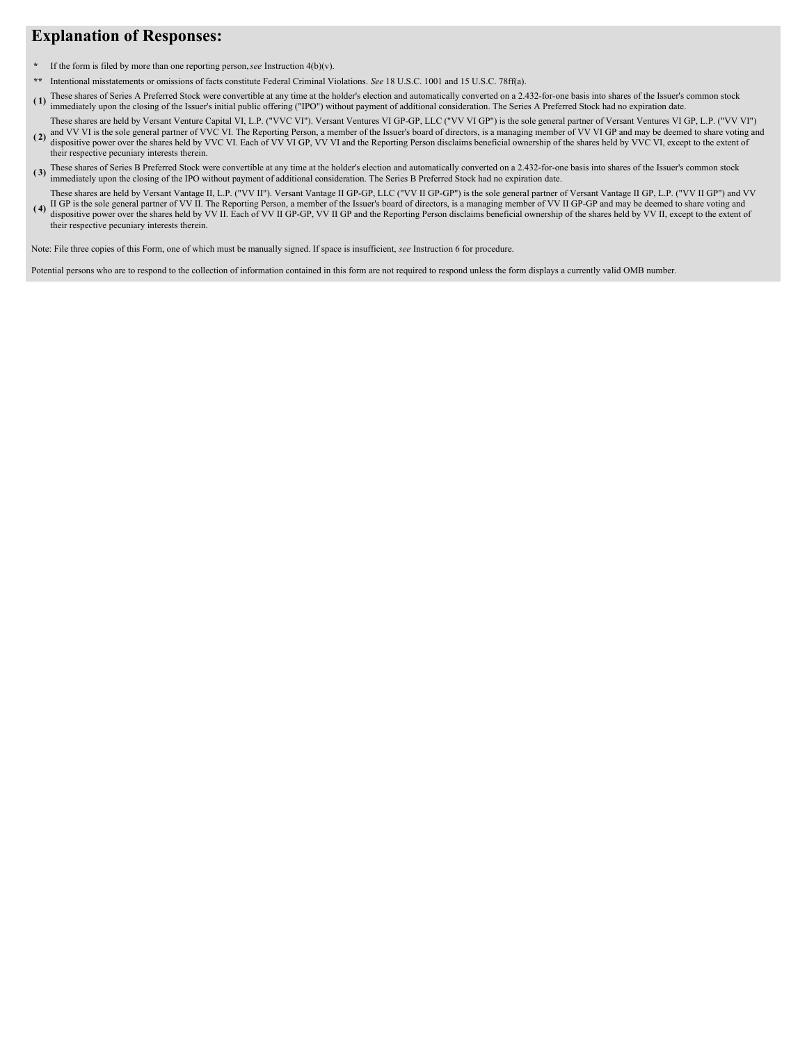## Explanation of Responses:

\* If the form is filed by more than one reporting person, *see* Instruction 4(b)(v).

\*\* Intentional misstatements or omissions of facts constitute Federal Criminal Violations. *See* 18 U.S.C. 1001 and 15 U.S.C. 78ff(a).

( 1) These shares of Series A Preferred Stock were convertible at any time at the holder's election and automatically converted on a 2.432-for-one basis into shares of the Issuer's common stock immediately upon the closing of the Issuer's initial public offering ("IPO") without payment of additional consideration. The Series A Preferred Stock had no expiration date.

( 2) These shares are held by Versant Venture Capital VI, L.P. ("VVC VI"). Versant Ventures VI GP-GP, LLC ("VV VI GP") is the sole general partner of Versant Ventures VI GP, L.P. ("VV VI") and VV VI is the sole general partner of VVC VI. The Reporting Person, a member of the Issuer's board of directors, is a managing member of VV VI GP and may be deemed to share voting and dispositive power over the shares held by VVC VI. Each of VV VI GP, VV VI and the Reporting Person disclaims beneficial ownership of the shares held by VVC VI, except to the extent of their respective pecuniary interests therein.

( 3) These shares of Series B Preferred Stock were convertible at any time at the holder's election and automatically converted on a 2.432-for-one basis into shares of the Issuer's common stock immediately upon the closing of the IPO without payment of additional consideration. The Series B Preferred Stock had no expiration date.

( 4) These shares are held by Versant Vantage II, L.P. ("VV II"). Versant Vantage II GP-GP, LLC ("VV II GP-GP") is the sole general partner of Versant Vantage II GP, L.P. ("VV II GP") and VV II GP is the sole general partner of VV II. The Reporting Person, a member of the Issuer's board of directors, is a managing member of VV II GP-GP and may be deemed to share voting and dispositive power over the shares held by VV II. Each of VV II GP-GP, VV II GP and the Reporting Person disclaims beneficial ownership of the shares held by VV II, except to the extent of their respective pecuniary interests therein.

Note: File three copies of this Form, one of which must be manually signed. If space is insufficient, *see* Instruction 6 for procedure.

Potential persons who are to respond to the collection of information contained in this form are not required to respond unless the form displays a currently valid OMB number.